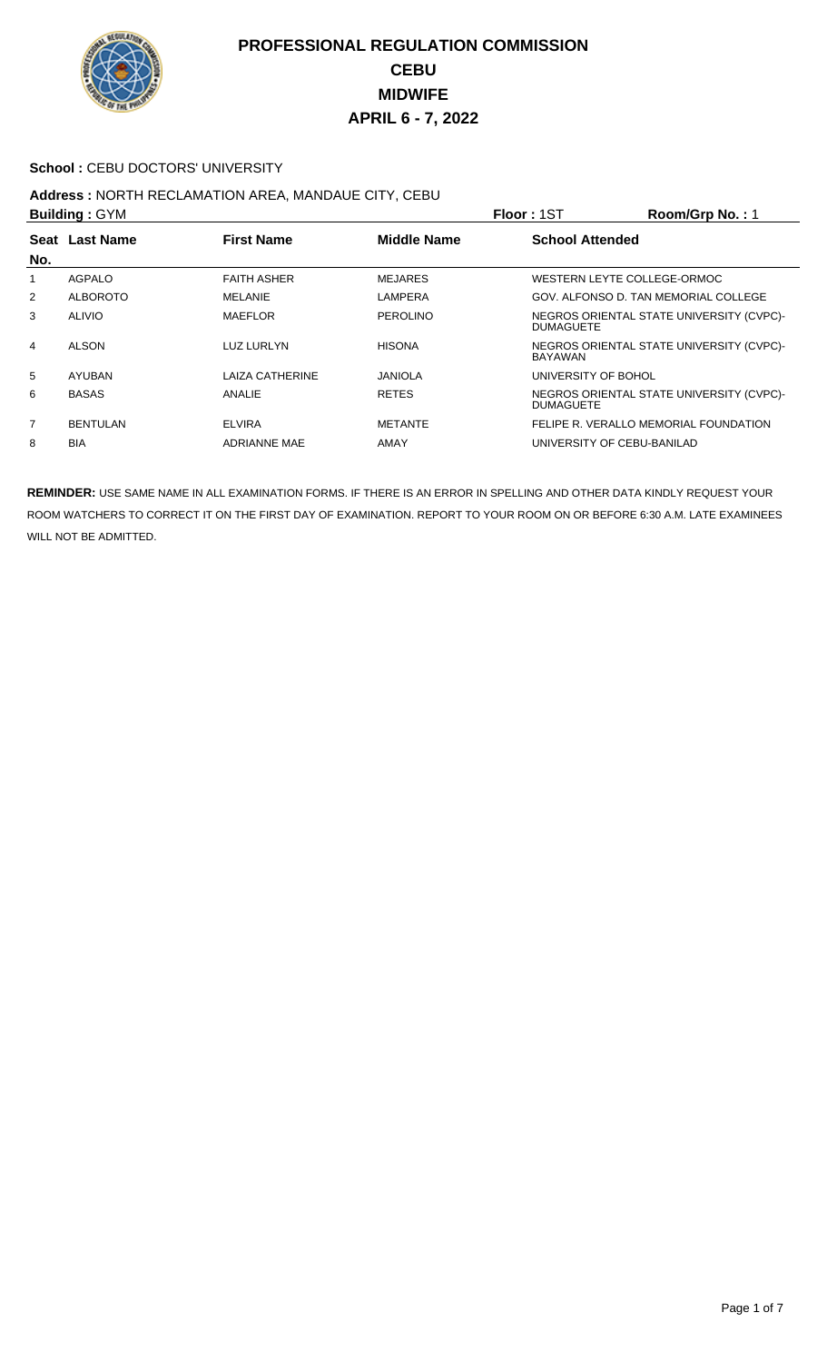# PROFESSIONAL REGULATION COMMISSION
## CEBU
## MIDWIFE
## APRIL 6 - 7, 2022

**School :** CEBU DOCTORS' UNIVERSITY

**Address :** NORTH RECLAMATION AREA, MANDAUE CITY, CEBU

**Building :** GYM **Floor :** 1ST **Room/Grp No. :** 1

| Seat No. | Last Name | First Name | Middle Name | School Attended |
|---|---|---|---|---|
| 1 | AGPALO | FAITH ASHER | MEJARES | WESTERN LEYTE COLLEGE-ORMOC |
| 2 | ALBOROTO | MELANIE | LAMPERA | GOV. ALFONSO D. TAN MEMORIAL COLLEGE |
| 3 | ALIVIO | MAEFLOR | PEROLINO | NEGROS ORIENTAL STATE UNIVERSITY (CVPC)-DUMAGUETE |
| 4 | ALSON | LUZ LURLYN | HISONA | NEGROS ORIENTAL STATE UNIVERSITY (CVPC)-BAYAWAN |
| 5 | AYUBAN | LAIZA CATHERINE | JANIOLA | UNIVERSITY OF BOHOL |
| 6 | BASAS | ANALIE | RETES | NEGROS ORIENTAL STATE UNIVERSITY (CVPC)-DUMAGUETE |
| 7 | BENTULAN | ELVIRA | METANTE | FELIPE R. VERALLO MEMORIAL FOUNDATION |
| 8 | BIA | ADRIANNE MAE | AMAY | UNIVERSITY OF CEBU-BANILAD |

**REMINDER:** USE SAME NAME IN ALL EXAMINATION FORMS. IF THERE IS AN ERROR IN SPELLING AND OTHER DATA KINDLY REQUEST YOUR ROOM WATCHERS TO CORRECT IT ON THE FIRST DAY OF EXAMINATION. REPORT TO YOUR ROOM ON OR BEFORE 6:30 A.M. LATE EXAMINEES WILL NOT BE ADMITTED.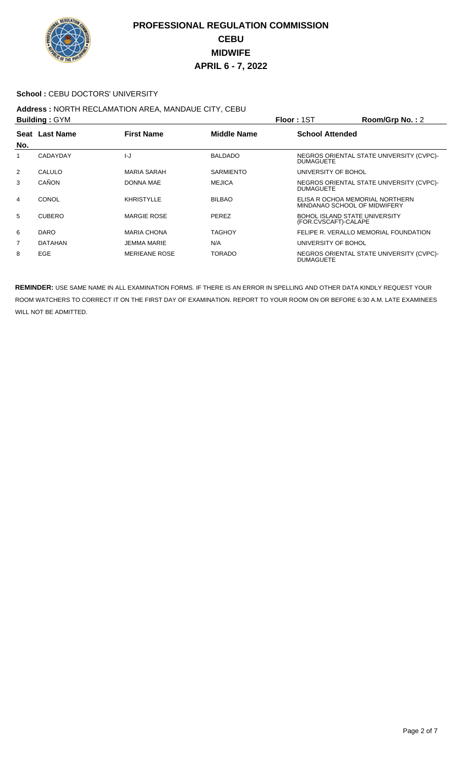# PROFESSIONAL REGULATION COMMISSION
# CEBU
# MIDWIFE
# APRIL 6 - 7, 2022

**School :** CEBU DOCTORS' UNIVERSITY

**Address :** NORTH RECLAMATION AREA, MANDAUE CITY, CEBU

**Building :** GYM **Floor :** 1ST **Room/Grp No. :** 2

| Seat No. | Last Name | First Name | Middle Name | School Attended |
|---|---|---|---|---|
| 1 | CADAYDAY | I-J | BALDADO | NEGROS ORIENTAL STATE UNIVERSITY (CVPC)-DUMAGUETE |
| 2 | CALULO | MARIA SARAH | SARMIENTO | UNIVERSITY OF BOHOL |
| 3 | CAÑON | DONNA MAE | MEJICA | NEGROS ORIENTAL STATE UNIVERSITY (CVPC)-DUMAGUETE |
| 4 | CONOL | KHRISTYLLE | BILBAO | ELISA R OCHOA MEMORIAL NORTHERN MINDANAO SCHOOL OF MIDWIFERY |
| 5 | CUBERO | MARGIE ROSE | PEREZ | BOHOL ISLAND STATE UNIVERSITY (FOR.CVSCAFT)-CALAPE |
| 6 | DARO | MARIA CHONA | TAGHOY | FELIPE R. VERALLO MEMORIAL FOUNDATION |
| 7 | DATAHAN | JEMMA MARIE | N/A | UNIVERSITY OF BOHOL |
| 8 | EGE | MERIEANE ROSE | TORADO | NEGROS ORIENTAL STATE UNIVERSITY (CVPC)-DUMAGUETE |

**REMINDER:** USE SAME NAME IN ALL EXAMINATION FORMS. IF THERE IS AN ERROR IN SPELLING AND OTHER DATA KINDLY REQUEST YOUR ROOM WATCHERS TO CORRECT IT ON THE FIRST DAY OF EXAMINATION. REPORT TO YOUR ROOM ON OR BEFORE 6:30 A.M. LATE EXAMINEES WILL NOT BE ADMITTED.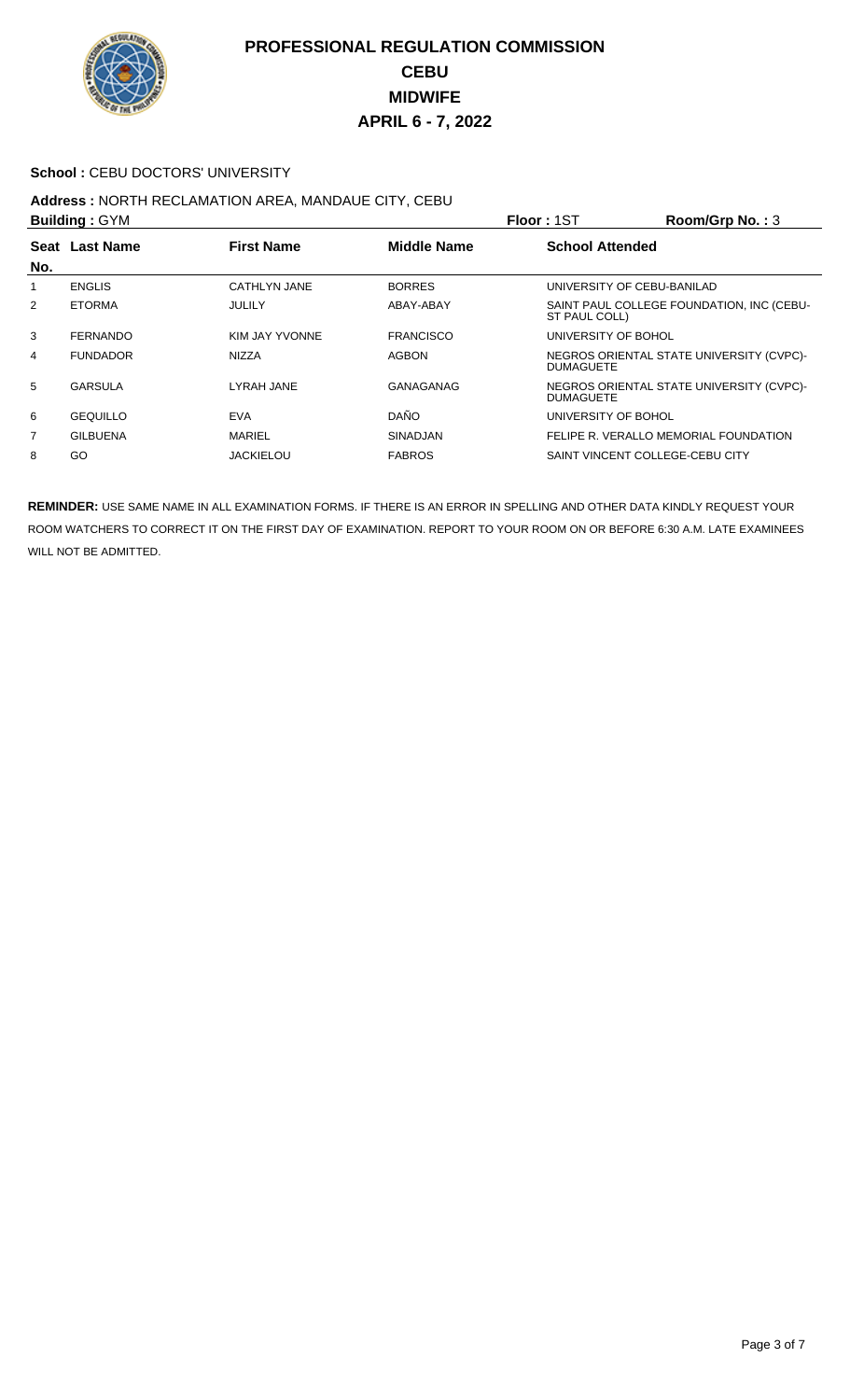# PROFESSIONAL REGULATION COMMISSION
## CEBU
## MIDWIFE
## APRIL 6 - 7, 2022

**School :** CEBU DOCTORS' UNIVERSITY

**Address :** NORTH RECLAMATION AREA, MANDAUE CITY, CEBU

**Building :** GYM **Floor :** 1ST **Room/Grp No. :** 3

| Seat No. | Last Name | First Name | Middle Name | School Attended |
|---|---|---|---|---|
| 1 | ENGLIS | CATHLYN JANE | BORRES | UNIVERSITY OF CEBU-BANILAD |
| 2 | ETORMA | JULILY | ABAY-ABAY | SAINT PAUL COLLEGE FOUNDATION, INC (CEBU-ST PAUL COLL) |
| 3 | FERNANDO | KIM JAY YVONNE | FRANCISCO | UNIVERSITY OF BOHOL |
| 4 | FUNDADOR | NIZZA | AGBON | NEGROS ORIENTAL STATE UNIVERSITY (CVPC)-DUMAGUETE |
| 5 | GARSULA | LYRAH JANE | GANAGANAG | NEGROS ORIENTAL STATE UNIVERSITY (CVPC)-DUMAGUETE |
| 6 | GEQUILLO | EVA | DAÑO | UNIVERSITY OF BOHOL |
| 7 | GILBUENA | MARIEL | SINADJAN | FELIPE R. VERALLO MEMORIAL FOUNDATION |
| 8 | GO | JACKIELOU | FABROS | SAINT VINCENT COLLEGE-CEBU CITY |

**REMINDER:** USE SAME NAME IN ALL EXAMINATION FORMS. IF THERE IS AN ERROR IN SPELLING AND OTHER DATA KINDLY REQUEST YOUR ROOM WATCHERS TO CORRECT IT ON THE FIRST DAY OF EXAMINATION. REPORT TO YOUR ROOM ON OR BEFORE 6:30 A.M. LATE EXAMINEES WILL NOT BE ADMITTED.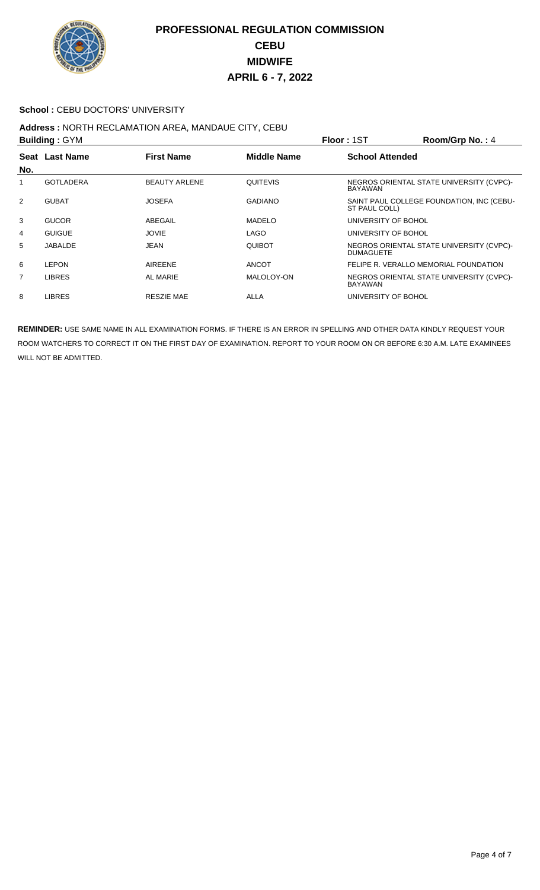# PROFESSIONAL REGULATION COMMISSION
## CEBU
## MIDWIFE
## APRIL 6 - 7, 2022

**School :** CEBU DOCTORS' UNIVERSITY

**Address :** NORTH RECLAMATION AREA, MANDAUE CITY, CEBU

**Building :** GYM **Floor :** 1ST **Room/Grp No. :** 4

| Seat No. | Last Name | First Name | Middle Name | School Attended |
|---|---|---|---|---|
| 1 | GOTLADERA | BEAUTY ARLENE | QUITEVIS | NEGROS ORIENTAL STATE UNIVERSITY (CVPC)-BAYAWAN |
| 2 | GUBAT | JOSEFA | GADIANO | SAINT PAUL COLLEGE FOUNDATION, INC (CEBU-ST PAUL COLL) |
| 3 | GUCOR | ABEGAIL | MADELO | UNIVERSITY OF BOHOL |
| 4 | GUIGUE | JOVIE | LAGO | UNIVERSITY OF BOHOL |
| 5 | JABALDE | JEAN | QUIBOT | NEGROS ORIENTAL STATE UNIVERSITY (CVPC)-DUMAGUETE |
| 6 | LEPON | AIREENE | ANCOT | FELIPE R. VERALLO MEMORIAL FOUNDATION |
| 7 | LIBRES | AL MARIE | MALOLOY-ON | NEGROS ORIENTAL STATE UNIVERSITY (CVPC)-BAYAWAN |
| 8 | LIBRES | RESZIE MAE | ALLA | UNIVERSITY OF BOHOL |

**REMINDER:** USE SAME NAME IN ALL EXAMINATION FORMS. IF THERE IS AN ERROR IN SPELLING AND OTHER DATA KINDLY REQUEST YOUR ROOM WATCHERS TO CORRECT IT ON THE FIRST DAY OF EXAMINATION. REPORT TO YOUR ROOM ON OR BEFORE 6:30 A.M. LATE EXAMINEES WILL NOT BE ADMITTED.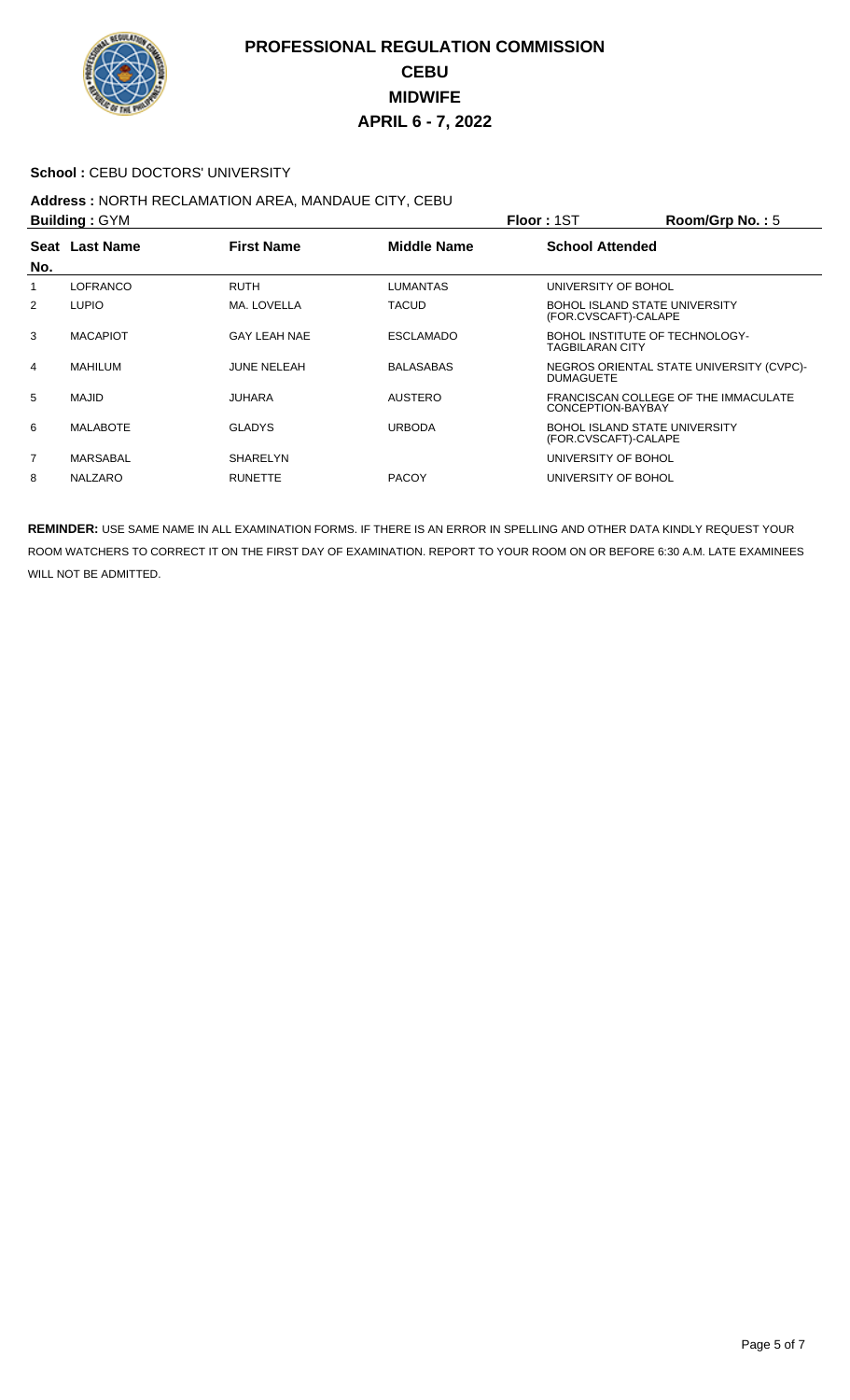# PROFESSIONAL REGULATION COMMISSION
# CEBU
# MIDWIFE
# APRIL 6 - 7, 2022

**School :** CEBU DOCTORS' UNIVERSITY

**Address :** NORTH RECLAMATION AREA, MANDAUE CITY, CEBU

**Building :** GYM **Floor :** 1ST **Room/Grp No. :** 5

| Seat No. | Last Name | First Name | Middle Name | School Attended |
|---|---|---|---|---|
| 1 | LOFRANCO | RUTH | LUMANTAS | UNIVERSITY OF BOHOL |
| 2 | LUPIO | MA. LOVELLA | TACUD | BOHOL ISLAND STATE UNIVERSITY (FOR.CVSCAFT)-CALAPE |
| 3 | MACAPIOT | GAY LEAH NAE | ESCLAMADO | BOHOL INSTITUTE OF TECHNOLOGY-TAGBILARAN CITY |
| 4 | MAHILUM | JUNE NELEAH | BALASABAS | NEGROS ORIENTAL STATE UNIVERSITY (CVPC)-DUMAGUETE |
| 5 | MAJID | JUHARA | AUSTERO | FRANCISCAN COLLEGE OF THE IMMACULATE CONCEPTION-BAYBAY |
| 6 | MALABOTE | GLADYS | URBODA | BOHOL ISLAND STATE UNIVERSITY (FOR.CVSCAFT)-CALAPE |
| 7 | MARSABAL | SHARELYN | | UNIVERSITY OF BOHOL |
| 8 | NALZARO | RUNETTE | PACOY | UNIVERSITY OF BOHOL |

**REMINDER:** USE SAME NAME IN ALL EXAMINATION FORMS. IF THERE IS AN ERROR IN SPELLING AND OTHER DATA KINDLY REQUEST YOUR ROOM WATCHERS TO CORRECT IT ON THE FIRST DAY OF EXAMINATION. REPORT TO YOUR ROOM ON OR BEFORE 6:30 A.M. LATE EXAMINEES WILL NOT BE ADMITTED.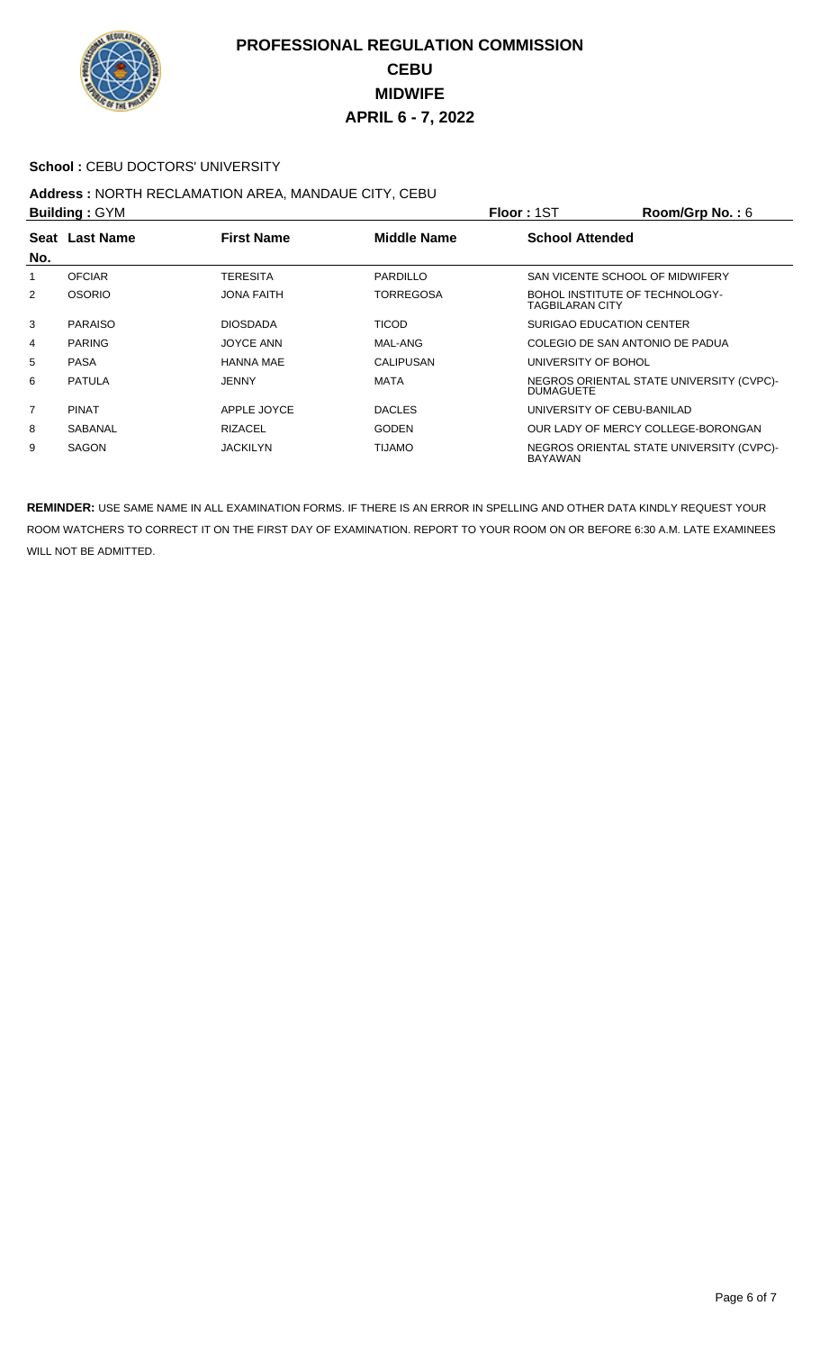# PROFESSIONAL REGULATION COMMISSION
## CEBU
## MIDWIFE
## APRIL 6 - 7, 2022

**School :** CEBU DOCTORS' UNIVERSITY

**Address :** NORTH RECLAMATION AREA, MANDAUE CITY, CEBU

**Building :** GYM **Floor :** 1ST **Room/Grp No. :** 6

| Seat No. | Last Name | First Name | Middle Name | School Attended |
|---|---|---|---|---|
| 1 | OFCIAR | TERESITA | PARDILLO | SAN VICENTE SCHOOL OF MIDWIFERY |
| 2 | OSORIO | JONA FAITH | TORREGOSA | BOHOL INSTITUTE OF TECHNOLOGY-TAGBILARAN CITY |
| 3 | PARAISO | DIOSDADA | TICOD | SURIGAO EDUCATION CENTER |
| 4 | PARING | JOYCE ANN | MAL-ANG | COLEGIO DE SAN ANTONIO DE PADUA |
| 5 | PASA | HANNA MAE | CALIPUSAN | UNIVERSITY OF BOHOL |
| 6 | PATULA | JENNY | MATA | NEGROS ORIENTAL STATE UNIVERSITY (CVPC)-DUMAGUETE |
| 7 | PINAT | APPLE JOYCE | DACLES | UNIVERSITY OF CEBU-BANILAD |
| 8 | SABANAL | RIZACEL | GODEN | OUR LADY OF MERCY COLLEGE-BORONGAN |
| 9 | SAGON | JACKILYN | TIJAMO | NEGROS ORIENTAL STATE UNIVERSITY (CVPC)-BAYAWAN |

**REMINDER:** USE SAME NAME IN ALL EXAMINATION FORMS. IF THERE IS AN ERROR IN SPELLING AND OTHER DATA KINDLY REQUEST YOUR ROOM WATCHERS TO CORRECT IT ON THE FIRST DAY OF EXAMINATION. REPORT TO YOUR ROOM ON OR BEFORE 6:30 A.M. LATE EXAMINEES WILL NOT BE ADMITTED.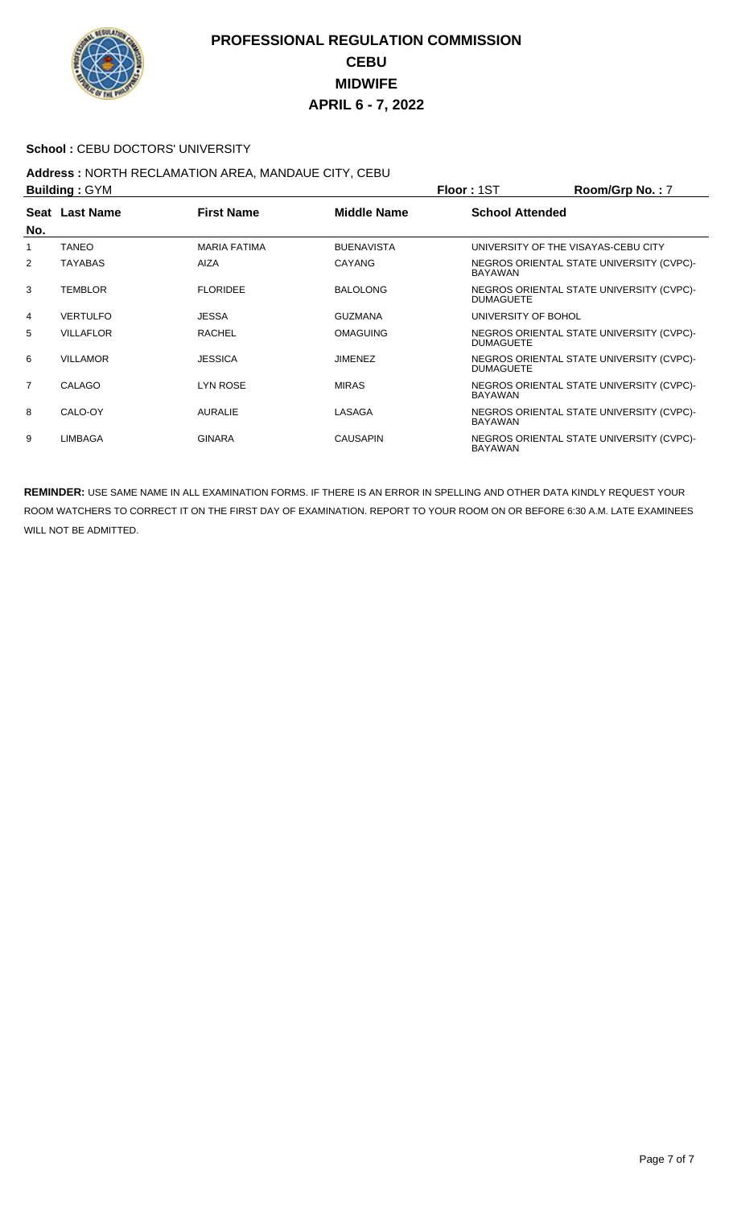# PROFESSIONAL REGULATION COMMISSION
# CEBU
# MIDWIFE
# APRIL 6 - 7, 2022

**School :** CEBU DOCTORS' UNIVERSITY

**Address :** NORTH RECLAMATION AREA, MANDAUE CITY, CEBU

**Building :** GYM **Floor :** 1ST **Room/Grp No. :** 7

| Seat No. | Last Name | First Name | Middle Name | School Attended |
|---|---|---|---|---|
| 1 | TANEO | MARIA FATIMA | BUENAVISTA | UNIVERSITY OF THE VISAYAS-CEBU CITY |
| 2 | TAYABAS | AIZA | CAYANG | NEGROS ORIENTAL STATE UNIVERSITY (CVPC)-BAYAWAN |
| 3 | TEMBLOR | FLORIDEE | BALOLONG | NEGROS ORIENTAL STATE UNIVERSITY (CVPC)-DUMAGUETE |
| 4 | VERTULFO | JESSA | GUZMANA | UNIVERSITY OF BOHOL |
| 5 | VILLAFLOR | RACHEL | OMAGUING | NEGROS ORIENTAL STATE UNIVERSITY (CVPC)-DUMAGUETE |
| 6 | VILLAMOR | JESSICA | JIMENEZ | NEGROS ORIENTAL STATE UNIVERSITY (CVPC)-DUMAGUETE |
| 7 | CALAGO | LYN ROSE | MIRAS | NEGROS ORIENTAL STATE UNIVERSITY (CVPC)-BAYAWAN |
| 8 | CALO-OY | AURALIE | LASAGA | NEGROS ORIENTAL STATE UNIVERSITY (CVPC)-BAYAWAN |
| 9 | LIMBAGA | GINARA | CAUSAPIN | NEGROS ORIENTAL STATE UNIVERSITY (CVPC)-BAYAWAN |

**REMINDER:** USE SAME NAME IN ALL EXAMINATION FORMS. IF THERE IS AN ERROR IN SPELLING AND OTHER DATA KINDLY REQUEST YOUR ROOM WATCHERS TO CORRECT IT ON THE FIRST DAY OF EXAMINATION. REPORT TO YOUR ROOM ON OR BEFORE 6:30 A.M. LATE EXAMINEES WILL NOT BE ADMITTED.